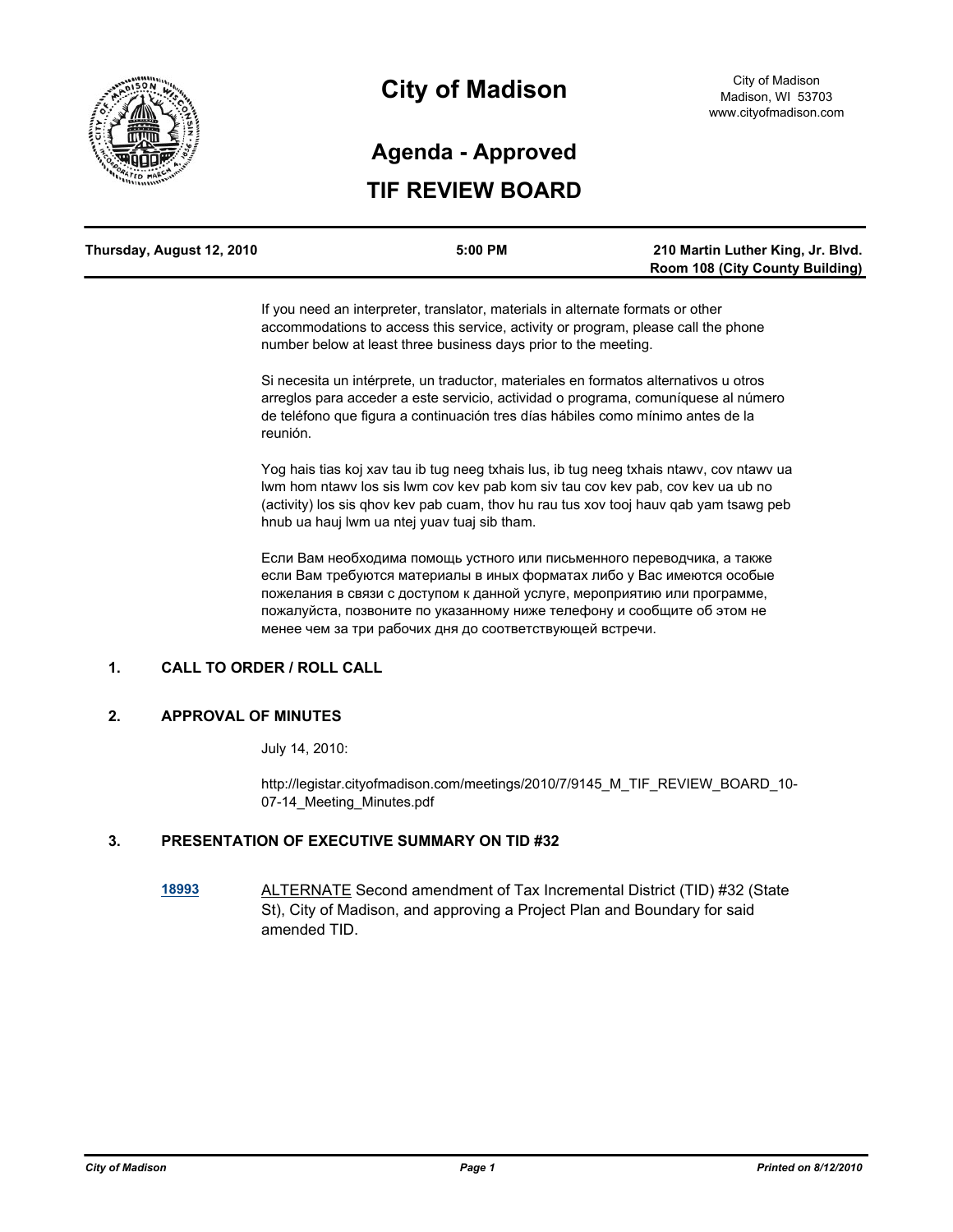# City of Madison

City of Madison
Madison, WI 53703
www.cityofmadison.com

## Agenda - Approved

## TIF REVIEW BOARD

| Thursday, August 12, 2010 | 5:00 PM | 210 Martin Luther King, Jr. Blvd. Room 108 (City County Building) |
|---|---|---|

If you need an interpreter, translator, materials in alternate formats or other accommodations to access this service, activity or program, please call the phone number below at least three business days prior to the meeting.

Si necesita un intérprete, un traductor, materiales en formatos alternativos u otros arreglos para acceder a este servicio, actividad o programa, comuníquese al número de teléfono que figura a continuación tres días hábiles como mínimo antes de la reunión.

Yog hais tias koj xav tau ib tug neeg txhais lus, ib tug neeg txhais ntawv, cov ntawv ua lwm hom ntawv los sis lwm cov kev pab kom siv tau cov kev pab, cov kev ua ub no (activity) los sis qhov kev pab cuam, thov hu rau tus xov tooj hauv qab yam tsawg peb hnub ua hauj lwm ua ntej yuav tuaj sib tham.

Если Вам необходима помощь устного или письменного переводчика, а также если Вам требуются материалы в иных форматах либо у Вас имеются особые пожелания в связи с доступом к данной услуге, мероприятию или программе, пожалуйста, позвоните по указанному ниже телефону и сообщите об этом не менее чем за три рабочих дня до соответствующей встречи.

### 1. CALL TO ORDER / ROLL CALL

### 2. APPROVAL OF MINUTES

July 14, 2010:

http://legistar.cityofmadison.com/meetings/2010/7/9145_M_TIF_REVIEW_BOARD_10-07-14_Meeting_Minutes.pdf

### 3. PRESENTATION OF EXECUTIVE SUMMARY ON TID #32

**18993** ALTERNATE Second amendment of Tax Incremental District (TID) #32 (State St), City of Madison, and approving a Project Plan and Boundary for said amended TID.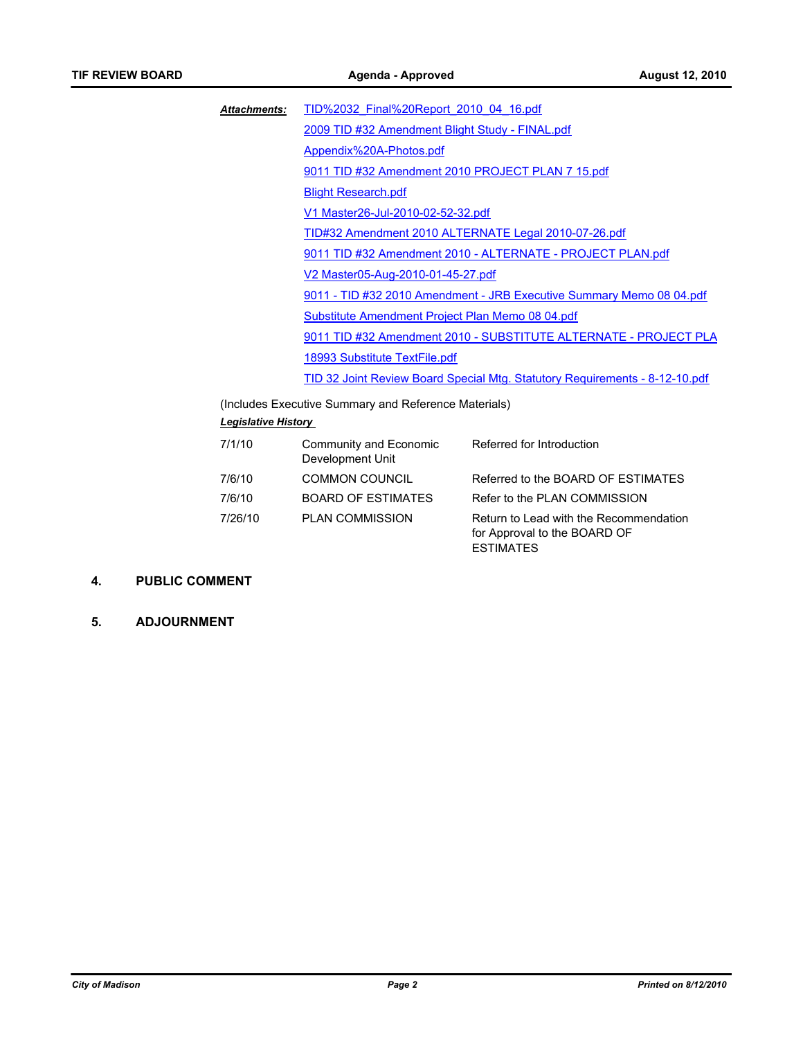***Attachments:***

TID%2032_Final%20Report_2010_04_16.pdf
2009 TID #32 Amendment Blight Study - FINAL.pdf
Appendix%20A-Photos.pdf
9011 TID #32 Amendment 2010 PROJECT PLAN 7 15.pdf
Blight Research.pdf
V1 Master26-Jul-2010-02-52-32.pdf
TID#32 Amendment 2010 ALTERNATE Legal 2010-07-26.pdf
9011 TID #32 Amendment 2010 - ALTERNATE - PROJECT PLAN.pdf
V2 Master05-Aug-2010-01-45-27.pdf
9011 - TID #32 2010 Amendment - JRB Executive Summary Memo 08 04.pdf
Substitute Amendment Project Plan Memo 08 04.pdf
9011 TID #32 Amendment 2010 - SUBSTITUTE ALTERNATE - PROJECT PLA
18993 Substitute TextFile.pdf
TID 32 Joint Review Board Special Mtg. Statutory Requirements - 8-12-10.pdf

(Includes Executive Summary and Reference Materials)

***Legislative History***

| | | |
|---|---|---|
| 7/1/10 | Community and Economic Development Unit | Referred for Introduction |
| 7/6/10 | COMMON COUNCIL | Referred to the BOARD OF ESTIMATES |
| 7/6/10 | BOARD OF ESTIMATES | Refer to the PLAN COMMISSION |
| 7/26/10 | PLAN COMMISSION | Return to Lead with the Recommendation for Approval to the BOARD OF ESTIMATES |

## 4. PUBLIC COMMENT

## 5. ADJOURNMENT